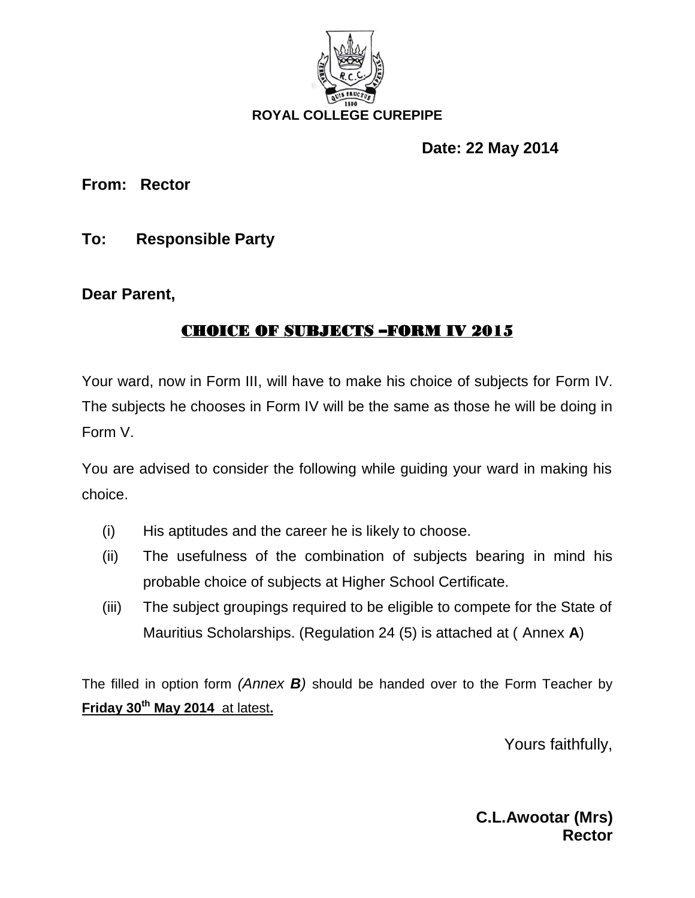**ROYAL COLLEGE CUREPIPE**

**Date: 22 May 2014**

**From: Rector**

**To: Responsible Party**

**Dear Parent,**

## CHOICE OF SUBJECTS –FORM IV 2015

Your ward, now in Form III, will have to make his choice of subjects for Form IV. The subjects he chooses in Form IV will be the same as those he will be doing in Form V.

You are advised to consider the following while guiding your ward in making his choice.

(i) His aptitudes and the career he is likely to choose.

(ii) The usefulness of the combination of subjects bearing in mind his probable choice of subjects at Higher School Certificate.

(iii) The subject groupings required to be eligible to compete for the State of Mauritius Scholarships. (Regulation 24 (5) is attached at ( Annex **A**)

The filled in option form *(Annex **B**)* should be handed over to the Form Teacher by **Friday 30th May 2014** at latest**.**

Yours faithfully,

**C.L.Awootar (Mrs)**
**Rector**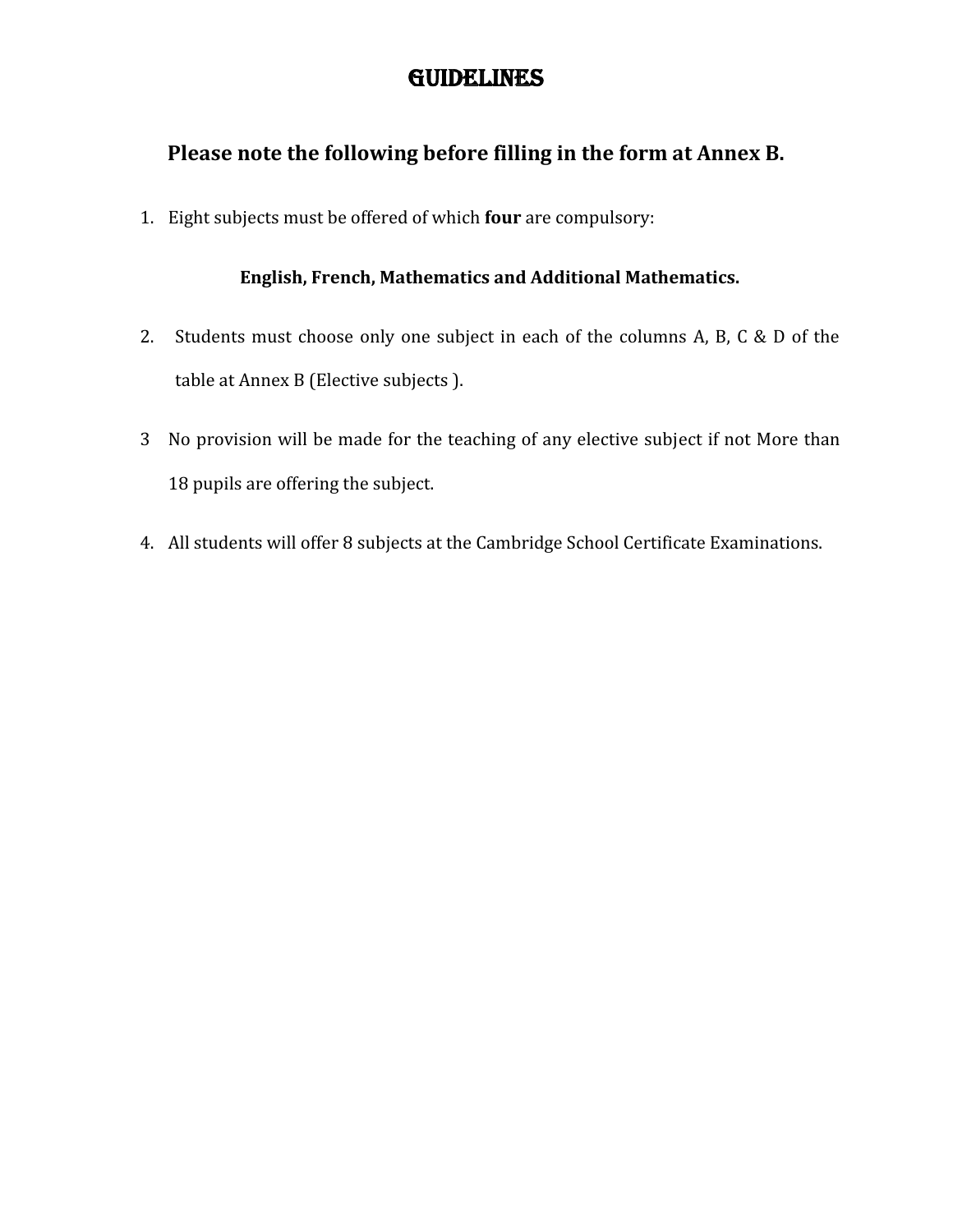# GUIDELINES

## Please note the following before filling in the form at Annex B.

1. Eight subjects must be offered of which **four** are compulsory:

   **English, French, Mathematics and Additional Mathematics.**

2. Students must choose only one subject in each of the columns A, B, C & D of the table at Annex B (Elective subjects ).

3 No provision will be made for the teaching of any elective subject if not More than 18 pupils are offering the subject.

4. All students will offer 8 subjects at the Cambridge School Certificate Examinations.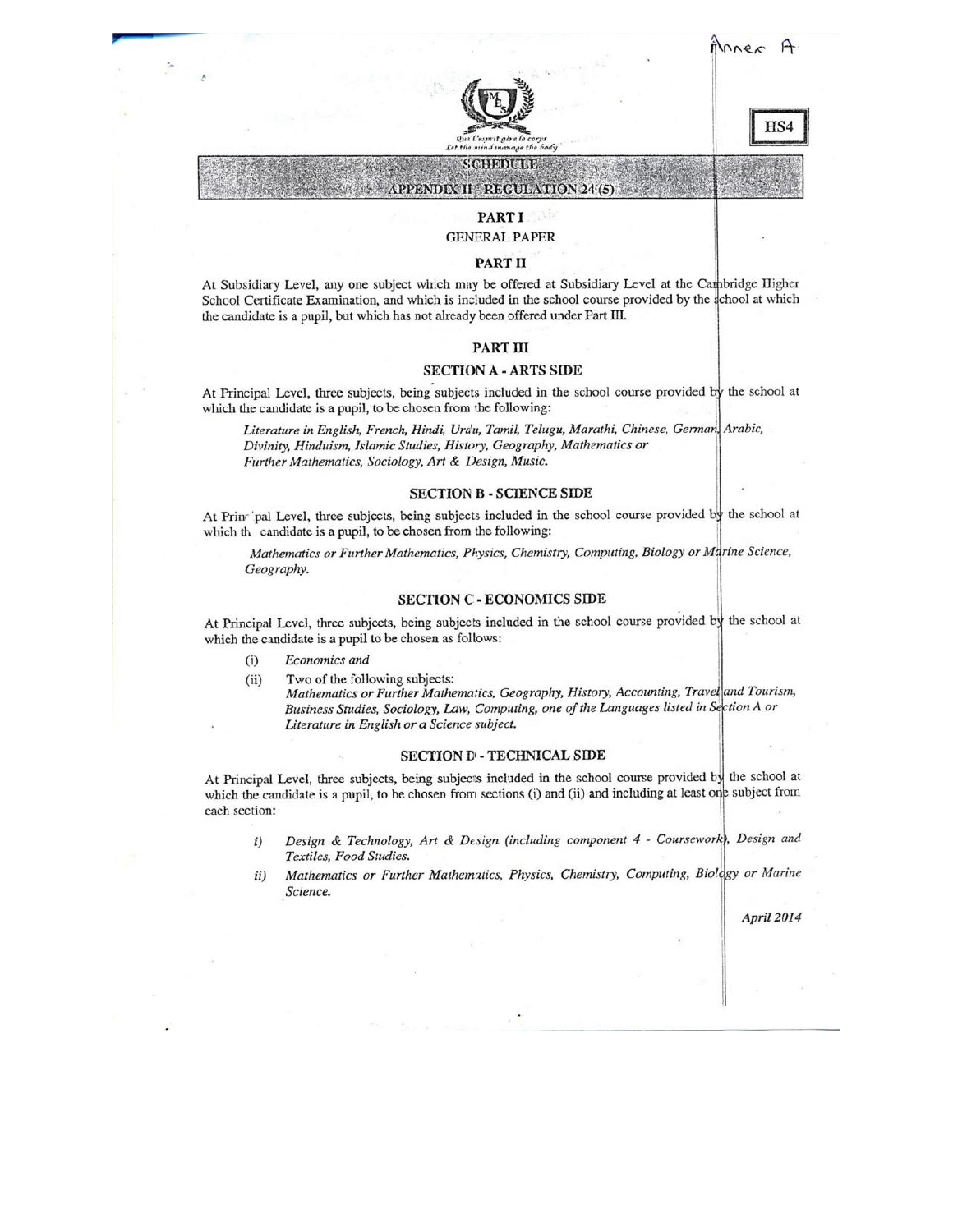Annex A

HS4

Qui l'esprit gère le corps
Let the mind manage the body

## SCHEDULE

## APPENDIX II - REGULATION 24 (5)

### PART I

GENERAL PAPER

### PART II

At Subsidiary Level, any one subject which may be offered at Subsidiary Level at the Cambridge Higher School Certificate Examination, and which is included in the school course provided by the school at which the candidate is a pupil, but which has not already been offered under Part III.

### PART III

#### SECTION A - ARTS SIDE

At Principal Level, three subjects, being subjects included in the school course provided by the school at which the candidate is a pupil, to be chosen from the following:

*Literature in English, French, Hindi, Urdu, Tamil, Telugu, Marathi, Chinese, German, Arabic, Divinity, Hinduism, Islamic Studies, History, Geography, Mathematics or Further Mathematics, Sociology, Art & Design, Music.*

#### SECTION B - SCIENCE SIDE

At Principal Level, three subjects, being subjects included in the school course provided by the school at which the candidate is a pupil, to be chosen from the following:

*Mathematics or Further Mathematics, Physics, Chemistry, Computing, Biology or Marine Science, Geography.*

#### SECTION C - ECONOMICS SIDE

At Principal Level, three subjects, being subjects included in the school course provided by the school at which the candidate is a pupil to be chosen as follows:

(i) *Economics and*

(ii) Two of the following subjects:
*Mathematics or Further Mathematics, Geography, History, Accounting, Travel and Tourism, Business Studies, Sociology, Law, Computing, one of the Languages listed in Section A or Literature in English or a Science subject.*

#### SECTION D - TECHNICAL SIDE

At Principal Level, three subjects, being subjects included in the school course provided by the school at which the candidate is a pupil, to be chosen from sections (i) and (ii) and including at least one subject from each section:

*i) Design & Technology, Art & Design (including component 4 - Coursework), Design and Textiles, Food Studies.*

*ii) Mathematics or Further Mathematics, Physics, Chemistry, Computing, Biology or Marine Science.*

*April 2014*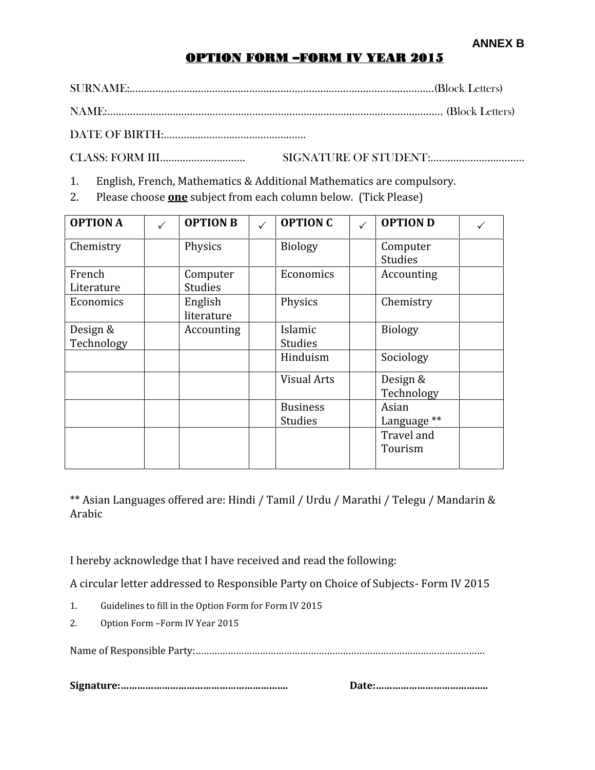ANNEX B

# OPTION FORM –FORM IV YEAR 2015

SURNAME:……………………………………………………………………………………………(Block Letters)

NAME:………………………………………………………………………………………………………… (Block Letters)

DATE OF BIRTH:…………………………………………

CLASS: FORM III…………………………     SIGNATURE OF STUDENT:……………………………

1. English, French, Mathematics & Additional Mathematics are compulsory.
2. Please choose **one** subject from each column below. (Tick Please)

| OPTION A | ✓ | OPTION B | ✓ | OPTION C | ✓ | OPTION D | ✓ |
|---|---|---|---|---|---|---|---|
| Chemistry | | Physics | | Biology | | Computer Studies | |
| French Literature | | Computer Studies | | Economics | | Accounting | |
| Economics | | English literature | | Physics | | Chemistry | |
| Design & Technology | | Accounting | | Islamic Studies | | Biology | |
| | | | | Hinduism | | Sociology | |
| | | | | Visual Arts | | Design & Technology | |
| | | | | Business Studies | | Asian Language ** | |
| | | | | | | Travel and Tourism | |

** Asian Languages offered are: Hindi / Tamil / Urdu / Marathi / Telegu / Mandarin & Arabic

I hereby acknowledge that I have received and read the following:

A circular letter addressed to Responsible Party on Choice of Subjects- Form IV 2015

1. Guidelines to fill in the Option Form for Form IV 2015
2. Option Form –Form IV Year 2015

Name of Responsible Party:………………………………………………………………………………………………

**Signature:……………………………………………………     Date:………………………………….**